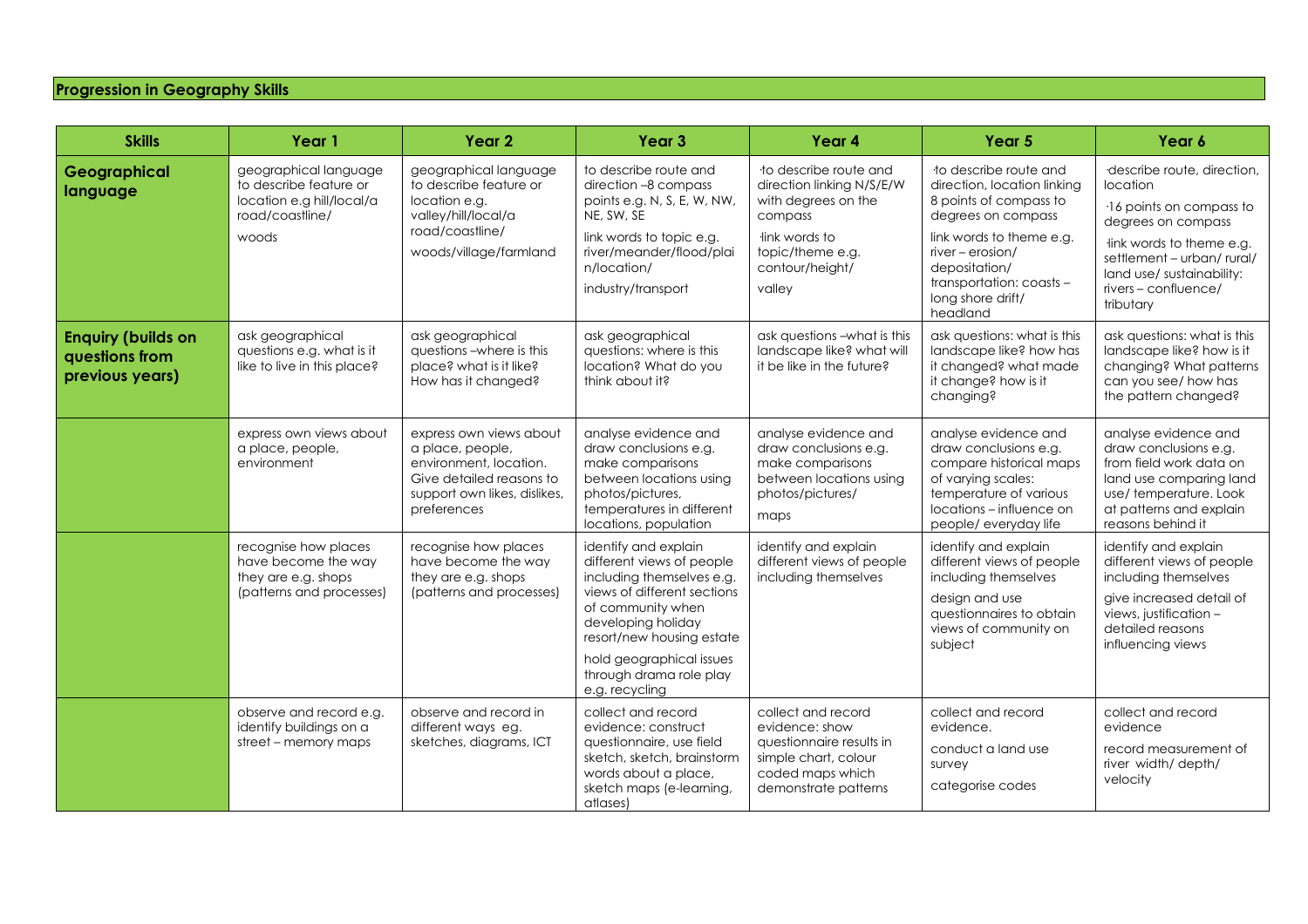## Progression in Geography Skills

| Skills | Year 1 | Year 2 | Year 3 | Year 4 | Year 5 | Year 6 |
|---|---|---|---|---|---|---|
| **Geographical language** | geographical language to describe feature or location e.g hill/local/a road/coastline/ woods | geographical language to describe feature or location e.g. valley/hill/local/a road/coastline/ woods/village/farmland | to describe route and direction –8 compass points e.g. N, S, E, W, NW, NE, SW, SE link words to topic e.g. river/meander/flood/plai n/location/ industry/transport | ·to describe route and direction linking N/S/E/W with degrees on the compass ·link words to topic/theme e.g. contour/height/ valley | ·to describe route and direction, location linking 8 points of compass to degrees on compass link words to theme e.g. river – erosion/ depositation/ transportation: coasts – long shore drift/ headland | ·describe route, direction, location ·16 points on compass to degrees on compass ·link words to theme e.g. settlement – urban/ rural/ land use/ sustainability: rivers – confluence/ tributary |
| **Enquiry (builds on questions from previous years)** | ask geographical questions e.g. what is it like to live in this place? | ask geographical questions –where is this place? what is it like? How has it changed? | ask geographical questions: where is this location? What do you think about it? | ask questions –what is this landscape like? what will it be like in the future? | ask questions: what is this landscape like? how has it changed? what made it change? how is it changing? | ask questions: what is this landscape like? how is it changing? What patterns can you see/ how has the pattern changed? |
| | express own views about a place, people, environment | express own views about a place, people, environment, location. Give detailed reasons to support own likes, dislikes, preferences | analyse evidence and draw conclusions e.g. make comparisons between locations using photos/pictures, temperatures in different locations, population | analyse evidence and draw conclusions e.g. make comparisons between locations using photos/pictures/ maps | analyse evidence and draw conclusions e.g. compare historical maps of varying scales: temperature of various locations – influence on people/ everyday life | analyse evidence and draw conclusions e.g. from field work data on land use comparing land use/ temperature. Look at patterns and explain reasons behind it |
| | recognise how places have become the way they are e.g. shops (patterns and processes) | recognise how places have become the way they are e.g. shops (patterns and processes) | identify and explain different views of people including themselves e.g. views of different sections of community when developing holiday resort/new housing estate hold geographical issues through drama role play e.g. recycling | identify and explain different views of people including themselves | identify and explain different views of people including themselves design and use questionnaires to obtain views of community on subject | identify and explain different views of people including themselves give increased detail of views, justification – detailed reasons influencing views |
| | observe and record e.g. identify buildings on a street – memory maps | observe and record in different ways eg. sketches, diagrams, ICT | collect and record evidence: construct questionnaire, use field sketch, sketch, brainstorm words about a place, sketch maps (e-learning, atlases) | collect and record evidence: show questionnaire results in simple chart, colour coded maps which demonstrate patterns | collect and record evidence. conduct a land use survey categorise codes | collect and record evidence record measurement of river width/ depth/ velocity |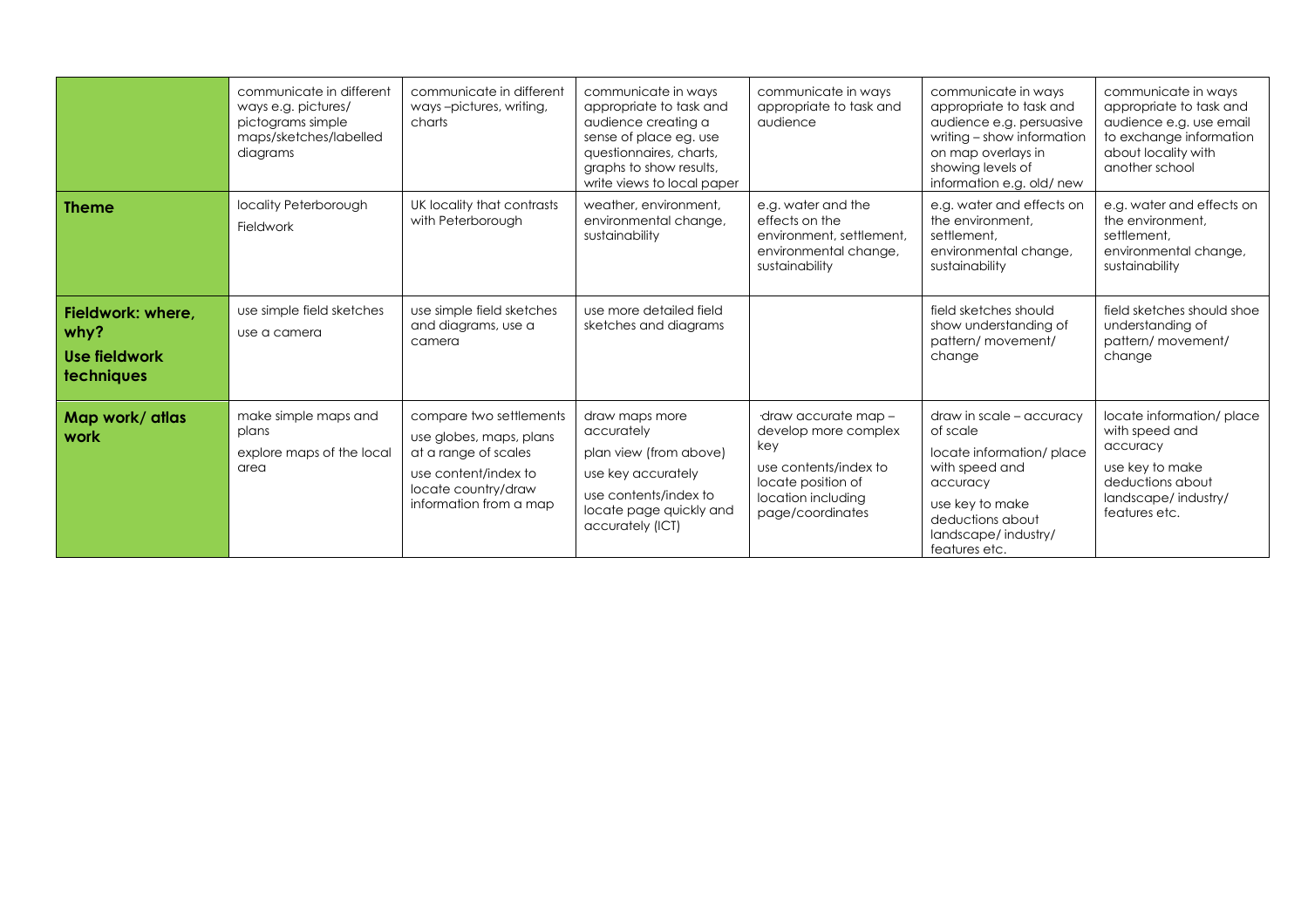| | | | | | | |
|---|---|---|---|---|---|---|
| | communicate in different ways e.g. pictures/ pictograms simple maps/sketches/labelled diagrams | communicate in different ways –pictures, writing, charts | communicate in ways appropriate to task and audience creating a sense of place eg. use questionnaires, charts, graphs to show results, write views to local paper | communicate in ways appropriate to task and audience | communicate in ways appropriate to task and audience e.g. persuasive writing – show information on map overlays in showing levels of information e.g. old/ new | communicate in ways appropriate to task and audience e.g. use email to exchange information about locality with another school |
| **Theme** | locality Peterborough<br>Fieldwork | UK locality that contrasts with Peterborough | weather, environment, environmental change, sustainability | e.g. water and the effects on the environment, settlement, environmental change, sustainability | e.g. water and effects on the environment, settlement, environmental change, sustainability | e.g. water and effects on the environment, settlement, environmental change, sustainability |
| **Fieldwork: where, why?**<br>**Use fieldwork techniques** | use simple field sketches<br>use a camera | use simple field sketches and diagrams, use a camera | use more detailed field sketches and diagrams | | field sketches should show understanding of pattern/ movement/ change | field sketches should shoe understanding of pattern/ movement/ change |
| **Map work/ atlas work** | make simple maps and plans<br>explore maps of the local area | compare two settlements<br>use globes, maps, plans at a range of scales<br>use content/index to locate country/draw information from a map | draw maps more accurately<br>plan view (from above)<br>use key accurately<br>use contents/index to locate page quickly and accurately (ICT) | draw accurate map – develop more complex key<br>use contents/index to locate position of location including page/coordinates | draw in scale – accuracy of scale<br>locate information/ place with speed and accuracy<br>use key to make deductions about landscape/ industry/ features etc. | locate information/ place with speed and accuracy<br>use key to make deductions about landscape/ industry/ features etc. |